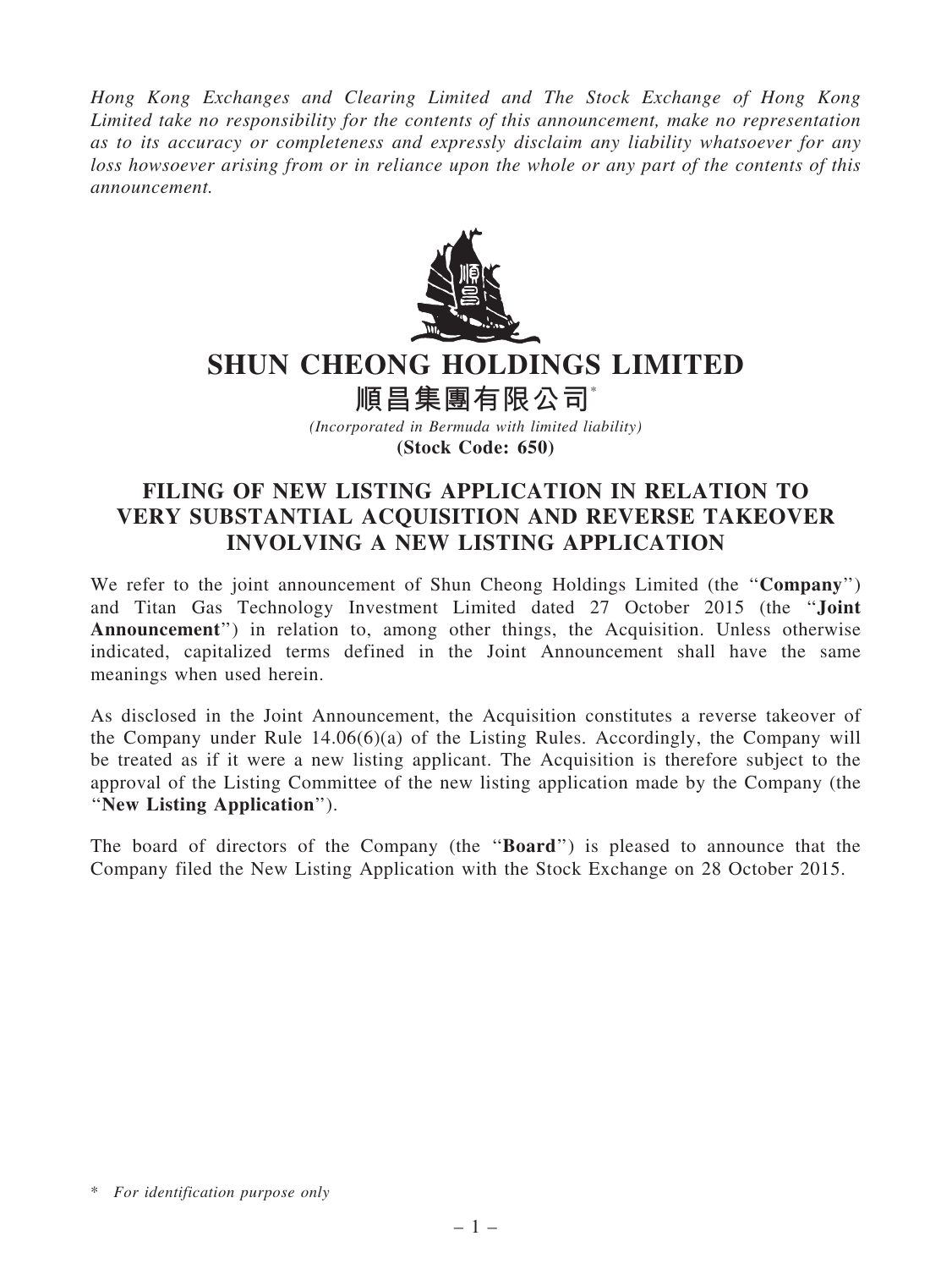*Hong Kong Exchanges and Clearing Limited and The Stock Exchange of Hong Kong Limited take no responsibility for the contents of this announcement, make no representation as to its accuracy or completeness and expressly disclaim any liability whatsoever for any loss howsoever arising from or in reliance upon the whole or any part of the contents of this announcement.*

# SHUN CHEONG HOLDINGS LIMITED

# 順昌集團有限公司*

*(Incorporated in Bermuda with limited liability)*

**(Stock Code: 650)**

## FILING OF NEW LISTING APPLICATION IN RELATION TO VERY SUBSTANTIAL ACQUISITION AND REVERSE TAKEOVER INVOLVING A NEW LISTING APPLICATION

We refer to the joint announcement of Shun Cheong Holdings Limited (the "**Company**") and Titan Gas Technology Investment Limited dated 27 October 2015 (the "**Joint Announcement**") in relation to, among other things, the Acquisition. Unless otherwise indicated, capitalized terms defined in the Joint Announcement shall have the same meanings when used herein.

As disclosed in the Joint Announcement, the Acquisition constitutes a reverse takeover of the Company under Rule 14.06(6)(a) of the Listing Rules. Accordingly, the Company will be treated as if it were a new listing applicant. The Acquisition is therefore subject to the approval of the Listing Committee of the new listing application made by the Company (the "**New Listing Application**").

The board of directors of the Company (the "**Board**") is pleased to announce that the Company filed the New Listing Application with the Stock Exchange on 28 October 2015.

\* *For identification purpose only*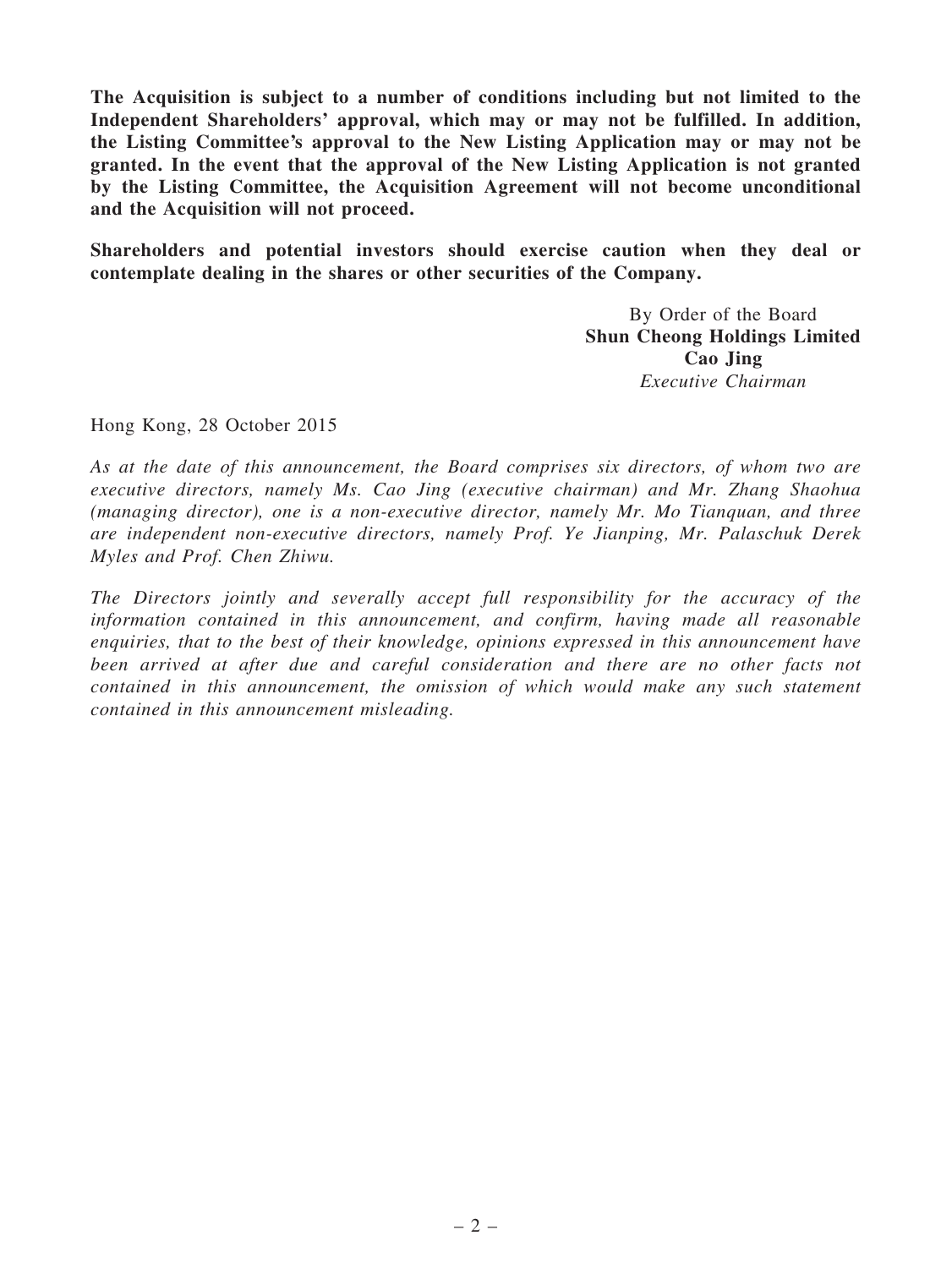**The Acquisition is subject to a number of conditions including but not limited to the Independent Shareholders' approval, which may or may not be fulfilled. In addition, the Listing Committee's approval to the New Listing Application may or may not be granted. In the event that the approval of the New Listing Application is not granted by the Listing Committee, the Acquisition Agreement will not become unconditional and the Acquisition will not proceed.**

**Shareholders and potential investors should exercise caution when they deal or contemplate dealing in the shares or other securities of the Company.**

By Order of the Board
**Shun Cheong Holdings Limited**
**Cao Jing**
*Executive Chairman*

Hong Kong, 28 October 2015

*As at the date of this announcement, the Board comprises six directors, of whom two are executive directors, namely Ms. Cao Jing (executive chairman) and Mr. Zhang Shaohua (managing director), one is a non-executive director, namely Mr. Mo Tianquan, and three are independent non-executive directors, namely Prof. Ye Jianping, Mr. Palaschuk Derek Myles and Prof. Chen Zhiwu.*

*The Directors jointly and severally accept full responsibility for the accuracy of the information contained in this announcement, and confirm, having made all reasonable enquiries, that to the best of their knowledge, opinions expressed in this announcement have been arrived at after due and careful consideration and there are no other facts not contained in this announcement, the omission of which would make any such statement contained in this announcement misleading.*